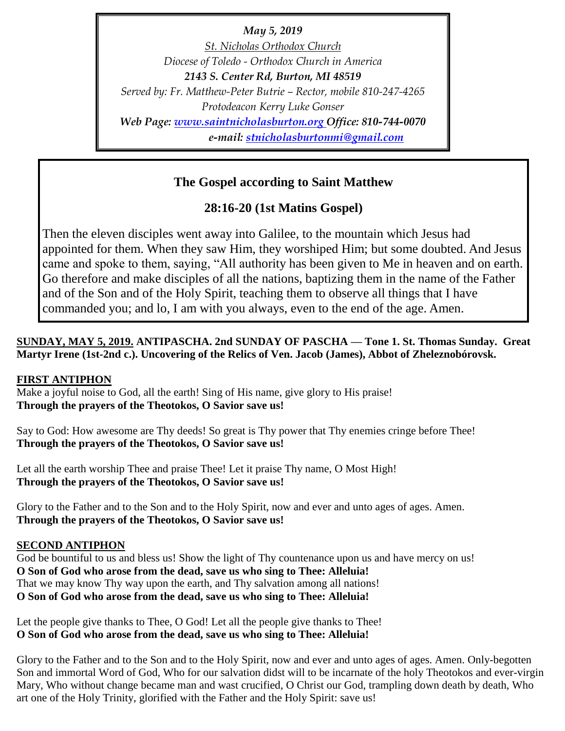*May 5, 2019*

*St. Nicholas Orthodox Church*

*Diocese of Toledo - Orthodox Church in America*

***2143 S. Center Rd, Burton, MI 48519***

*Served by: Fr. Matthew-Peter Butrie – Rector, mobile 810-247-4265*

*Protodeacon Kerry Luke Gonser*

***Web Page: www.saintnicholasburton.org Office: 810-744-0070***

***e-mail: stnicholasburtonmi@gmail.com***

## The Gospel according to Saint Matthew

## 28:16-20 (1st Matins Gospel)

Then the eleven disciples went away into Galilee, to the mountain which Jesus had appointed for them. When they saw Him, they worshiped Him; but some doubted. And Jesus came and spoke to them, saying, "All authority has been given to Me in heaven and on earth. Go therefore and make disciples of all the nations, baptizing them in the name of the Father and of the Son and of the Holy Spirit, teaching them to observe all things that I have commanded you; and lo, I am with you always, even to the end of the age. Amen.

**SUNDAY, MAY 5, 2019. ANTIPASCHA. 2nd SUNDAY OF PASCHA — Tone 1. St. Thomas Sunday. Great Martyr Irene (1st-2nd c.). Uncovering of the Relics of Ven. Jacob (James), Abbot of Zheleznobórovsk.**

**FIRST ANTIPHON**

Make a joyful noise to God, all the earth! Sing of His name, give glory to His praise!
**Through the prayers of the Theotokos, O Savior save us!**

Say to God: How awesome are Thy deeds! So great is Thy power that Thy enemies cringe before Thee!
**Through the prayers of the Theotokos, O Savior save us!**

Let all the earth worship Thee and praise Thee! Let it praise Thy name, O Most High!
**Through the prayers of the Theotokos, O Savior save us!**

Glory to the Father and to the Son and to the Holy Spirit, now and ever and unto ages of ages. Amen.
**Through the prayers of the Theotokos, O Savior save us!**

**SECOND ANTIPHON**

God be bountiful to us and bless us! Show the light of Thy countenance upon us and have mercy on us!
**O Son of God who arose from the dead, save us who sing to Thee: Alleluia!**
That we may know Thy way upon the earth, and Thy salvation among all nations!
**O Son of God who arose from the dead, save us who sing to Thee: Alleluia!**

Let the people give thanks to Thee, O God! Let all the people give thanks to Thee!
**O Son of God who arose from the dead, save us who sing to Thee: Alleluia!**

Glory to the Father and to the Son and to the Holy Spirit, now and ever and unto ages of ages. Amen. Only-begotten Son and immortal Word of God, Who for our salvation didst will to be incarnate of the holy Theotokos and ever-virgin Mary, Who without change became man and wast crucified, O Christ our God, trampling down death by death, Who art one of the Holy Trinity, glorified with the Father and the Holy Spirit: save us!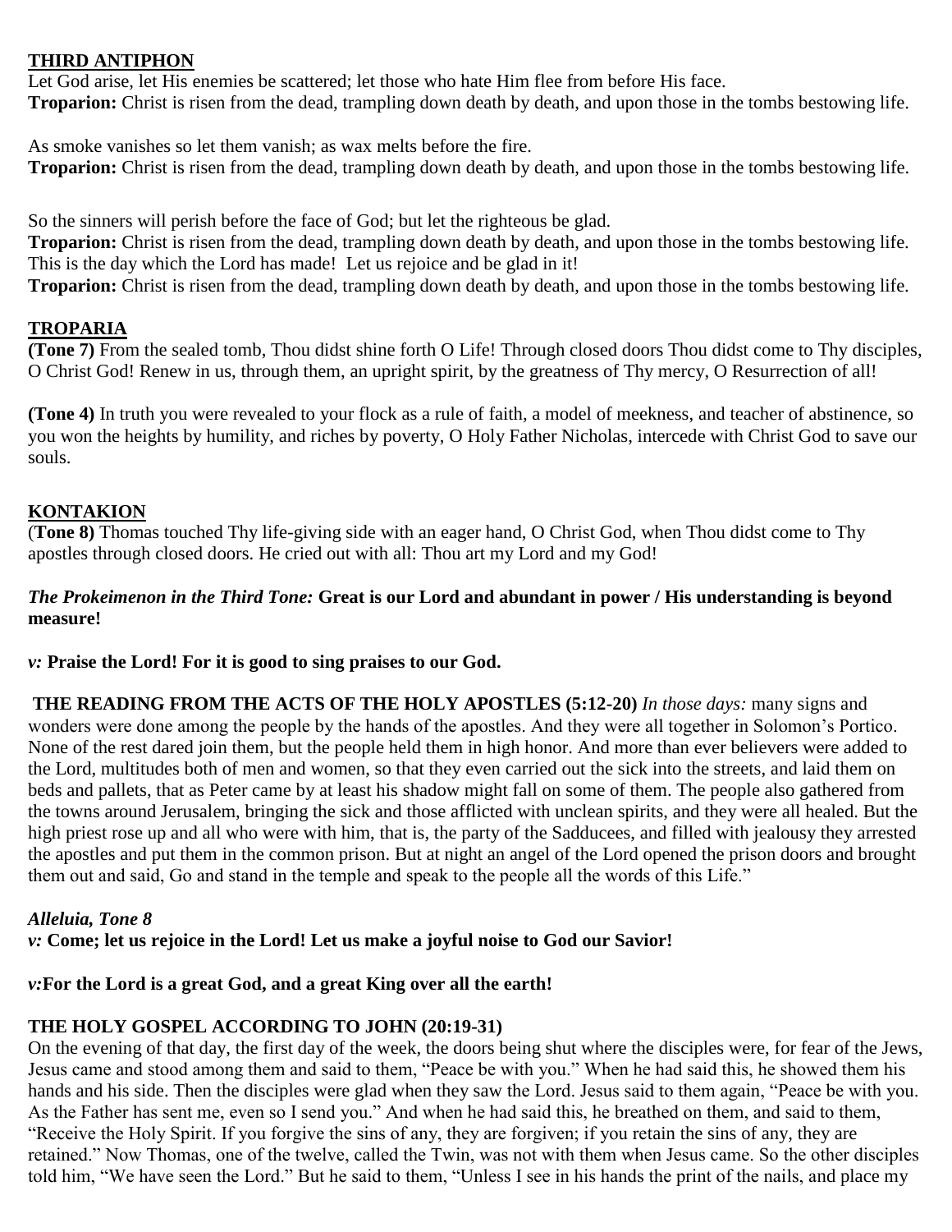**THIRD ANTIPHON**

Let God arise, let His enemies be scattered; let those who hate Him flee from before His face.
**Troparion:** Christ is risen from the dead, trampling down death by death, and upon those in the tombs bestowing life.

As smoke vanishes so let them vanish; as wax melts before the fire.
**Troparion:** Christ is risen from the dead, trampling down death by death, and upon those in the tombs bestowing life.

So the sinners will perish before the face of God; but let the righteous be glad.
**Troparion:** Christ is risen from the dead, trampling down death by death, and upon those in the tombs bestowing life.
This is the day which the Lord has made! Let us rejoice and be glad in it!
**Troparion:** Christ is risen from the dead, trampling down death by death, and upon those in the tombs bestowing life.

**TROPARIA**

**(Tone 7)** From the sealed tomb, Thou didst shine forth O Life! Through closed doors Thou didst come to Thy disciples, O Christ God! Renew in us, through them, an upright spirit, by the greatness of Thy mercy, O Resurrection of all!

**(Tone 4)** In truth you were revealed to your flock as a rule of faith, a model of meekness, and teacher of abstinence, so you won the heights by humility, and riches by poverty, O Holy Father Nicholas, intercede with Christ God to save our souls.

**KONTAKION**

(**Tone 8)** Thomas touched Thy life-giving side with an eager hand, O Christ God, when Thou didst come to Thy apostles through closed doors. He cried out with all: Thou art my Lord and my God!

***The Prokeimenon in the Third Tone:*** **Great is our Lord and abundant in power / His understanding is beyond measure!**

***v:*** **Praise the Lord! For it is good to sing praises to our God.**

**THE READING FROM THE ACTS OF THE HOLY APOSTLES (5:12-20)** *In those days:* many signs and wonders were done among the people by the hands of the apostles. And they were all together in Solomon's Portico. None of the rest dared join them, but the people held them in high honor. And more than ever believers were added to the Lord, multitudes both of men and women, so that they even carried out the sick into the streets, and laid them on beds and pallets, that as Peter came by at least his shadow might fall on some of them. The people also gathered from the towns around Jerusalem, bringing the sick and those afflicted with unclean spirits, and they were all healed. But the high priest rose up and all who were with him, that is, the party of the Sadducees, and filled with jealousy they arrested the apostles and put them in the common prison. But at night an angel of the Lord opened the prison doors and brought them out and said, Go and stand in the temple and speak to the people all the words of this Life."

***Alleluia, Tone 8***

***v:*** **Come; let us rejoice in the Lord! Let us make a joyful noise to God our Savior!**

***v:*****For the Lord is a great God, and a great King over all the earth!**

**THE HOLY GOSPEL ACCORDING TO JOHN (20:19-31)**

On the evening of that day, the first day of the week, the doors being shut where the disciples were, for fear of the Jews, Jesus came and stood among them and said to them, "Peace be with you." When he had said this, he showed them his hands and his side. Then the disciples were glad when they saw the Lord. Jesus said to them again, "Peace be with you. As the Father has sent me, even so I send you." And when he had said this, he breathed on them, and said to them, "Receive the Holy Spirit. If you forgive the sins of any, they are forgiven; if you retain the sins of any, they are retained." Now Thomas, one of the twelve, called the Twin, was not with them when Jesus came. So the other disciples told him, "We have seen the Lord." But he said to them, "Unless I see in his hands the print of the nails, and place my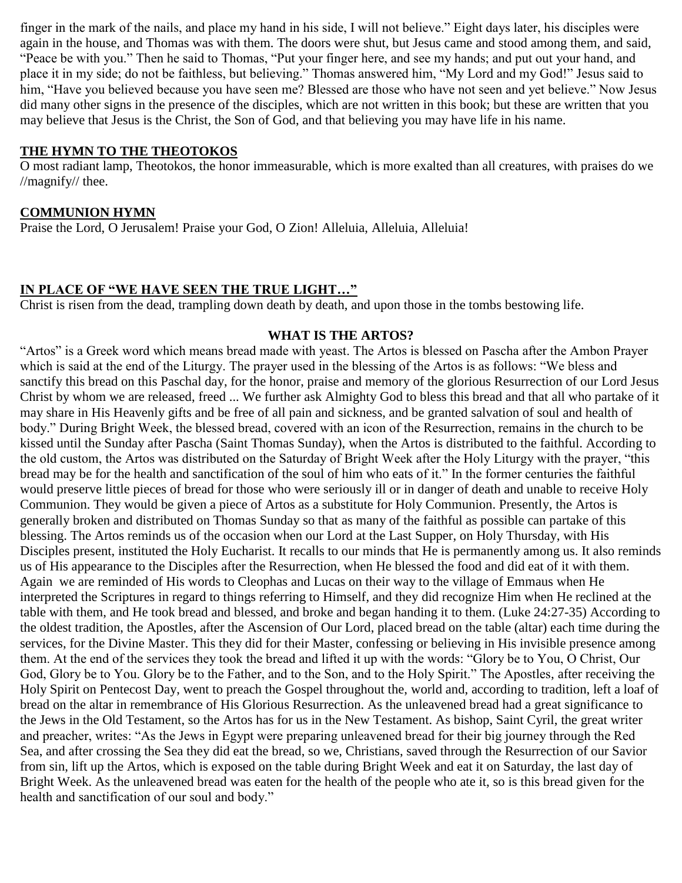finger in the mark of the nails, and place my hand in his side, I will not believe." Eight days later, his disciples were again in the house, and Thomas was with them. The doors were shut, but Jesus came and stood among them, and said, "Peace be with you." Then he said to Thomas, "Put your finger here, and see my hands; and put out your hand, and place it in my side; do not be faithless, but believing." Thomas answered him, "My Lord and my God!" Jesus said to him, "Have you believed because you have seen me? Blessed are those who have not seen and yet believe." Now Jesus did many other signs in the presence of the disciples, which are not written in this book; but these are written that you may believe that Jesus is the Christ, the Son of God, and that believing you may have life in his name.

**THE HYMN TO THE THEOTOKOS**

O most radiant lamp, Theotokos, the honor immeasurable, which is more exalted than all creatures, with praises do we //magnify// thee.

**COMMUNION HYMN**

Praise the Lord, O Jerusalem! Praise your God, O Zion! Alleluia, Alleluia, Alleluia!

**IN PLACE OF "WE HAVE SEEN THE TRUE LIGHT…"**

Christ is risen from the dead, trampling down death by death, and upon those in the tombs bestowing life.

## WHAT IS THE ARTOS?

"Artos" is a Greek word which means bread made with yeast. The Artos is blessed on Pascha after the Ambon Prayer which is said at the end of the Liturgy. The prayer used in the blessing of the Artos is as follows: "We bless and sanctify this bread on this Paschal day, for the honor, praise and memory of the glorious Resurrection of our Lord Jesus Christ by whom we are released, freed ... We further ask Almighty God to bless this bread and that all who partake of it may share in His Heavenly gifts and be free of all pain and sickness, and be granted salvation of soul and health of body." During Bright Week, the blessed bread, covered with an icon of the Resurrection, remains in the church to be kissed until the Sunday after Pascha (Saint Thomas Sunday), when the Artos is distributed to the faithful. According to the old custom, the Artos was distributed on the Saturday of Bright Week after the Holy Liturgy with the prayer, "this bread may be for the health and sanctification of the soul of him who eats of it." In the former centuries the faithful would preserve little pieces of bread for those who were seriously ill or in danger of death and unable to receive Holy Communion. They would be given a piece of Artos as a substitute for Holy Communion. Presently, the Artos is generally broken and distributed on Thomas Sunday so that as many of the faithful as possible can partake of this blessing. The Artos reminds us of the occasion when our Lord at the Last Supper, on Holy Thursday, with His Disciples present, instituted the Holy Eucharist. It recalls to our minds that He is permanently among us. It also reminds us of His appearance to the Disciples after the Resurrection, when He blessed the food and did eat of it with them. Again we are reminded of His words to Cleophas and Lucas on their way to the village of Emmaus when He interpreted the Scriptures in regard to things referring to Himself, and they did recognize Him when He reclined at the table with them, and He took bread and blessed, and broke and began handing it to them. (Luke 24:27-35) According to the oldest tradition, the Apostles, after the Ascension of Our Lord, placed bread on the table (altar) each time during the services, for the Divine Master. This they did for their Master, confessing or believing in His invisible presence among them. At the end of the services they took the bread and lifted it up with the words: "Glory be to You, O Christ, Our God, Glory be to You. Glory be to the Father, and to the Son, and to the Holy Spirit." The Apostles, after receiving the Holy Spirit on Pentecost Day, went to preach the Gospel throughout the, world and, according to tradition, left a loaf of bread on the altar in remembrance of His Glorious Resurrection. As the unleavened bread had a great significance to the Jews in the Old Testament, so the Artos has for us in the New Testament. As bishop, Saint Cyril, the great writer and preacher, writes: "As the Jews in Egypt were preparing unleavened bread for their big journey through the Red Sea, and after crossing the Sea they did eat the bread, so we, Christians, saved through the Resurrection of our Savior from sin, lift up the Artos, which is exposed on the table during Bright Week and eat it on Saturday, the last day of Bright Week. As the unleavened bread was eaten for the health of the people who ate it, so is this bread given for the health and sanctification of our soul and body."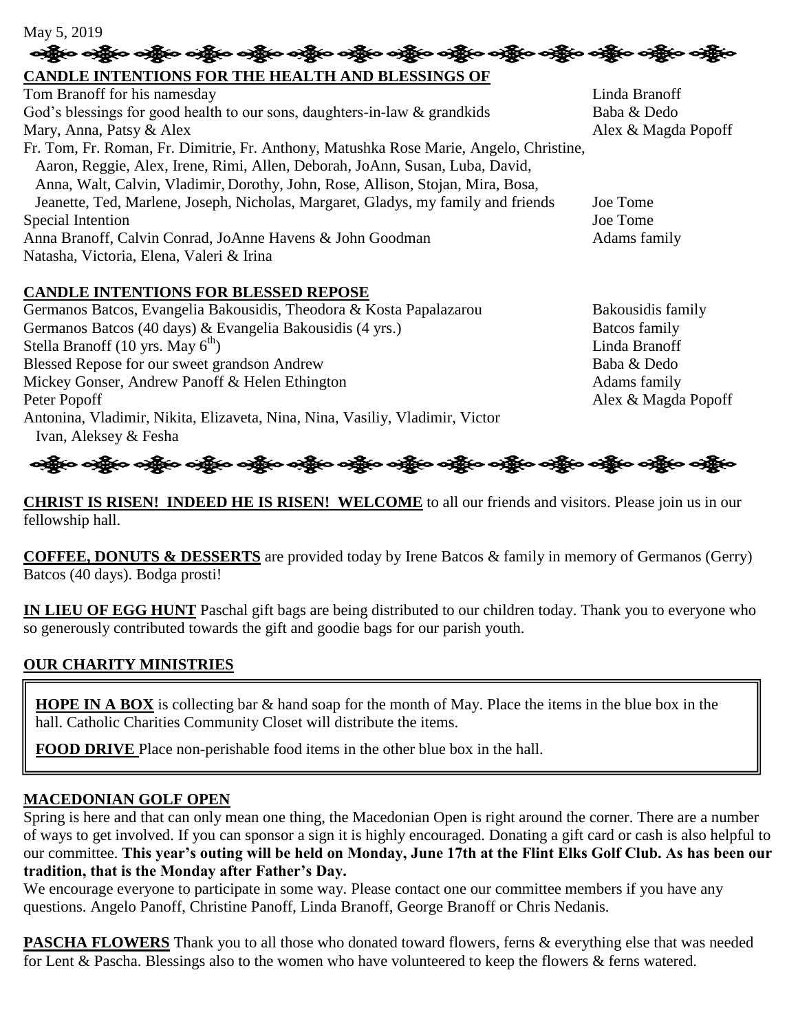May 5, 2019

**CANDLE INTENTIONS FOR THE HEALTH AND BLESSINGS OF**

| | |
|---|---|
| Tom Branoff for his namesday | Linda Branoff |
| God's blessings for good health to our sons, daughters-in-law & grandkids | Baba & Dedo |
| Mary, Anna, Patsy & Alex | Alex & Magda Popoff |
| Fr. Tom, Fr. Roman, Fr. Dimitrie, Fr. Anthony, Matushka Rose Marie, Angelo, Christine, Aaron, Reggie, Alex, Irene, Rimi, Allen, Deborah, JoAnn, Susan, Luba, David, Anna, Walt, Calvin, Vladimir, Dorothy, John, Rose, Allison, Stojan, Mira, Bosa, Jeanette, Ted, Marlene, Joseph, Nicholas, Margaret, Gladys, my family and friends | Joe Tome |
| Special Intention | Joe Tome |
| Anna Branoff, Calvin Conrad, JoAnne Havens & John Goodman | Adams family |
| Natasha, Victoria, Elena, Valeri & Irina | |

**CANDLE INTENTIONS FOR BLESSED REPOSE**

| | |
|---|---|
| Germanos Batcos, Evangelia Bakousidis, Theodora & Kosta Papalazarou | Bakousidis family |
| Germanos Batcos (40 days) & Evangelia Bakousidis (4 yrs.) | Batcos family |
| Stella Branoff (10 yrs. May 6th) | Linda Branoff |
| Blessed Repose for our sweet grandson Andrew | Baba & Dedo |
| Mickey Gonser, Andrew Panoff & Helen Ethington | Adams family |
| Peter Popoff | Alex & Magda Popoff |
| Antonina, Vladimir, Nikita, Elizaveta, Nina, Nina, Vasiliy, Vladimir, Victor Ivan, Aleksey & Fesha | |

**CHRIST IS RISEN! INDEED HE IS RISEN! WELCOME** to all our friends and visitors. Please join us in our fellowship hall.

**COFFEE, DONUTS & DESSERTS** are provided today by Irene Batcos & family in memory of Germanos (Gerry) Batcos (40 days). Bodga prosti!

**IN LIEU OF EGG HUNT** Paschal gift bags are being distributed to our children today. Thank you to everyone who so generously contributed towards the gift and goodie bags for our parish youth.

**OUR CHARITY MINISTRIES**

**HOPE IN A BOX** is collecting bar & hand soap for the month of May. Place the items in the blue box in the hall. Catholic Charities Community Closet will distribute the items.

**FOOD DRIVE** Place non-perishable food items in the other blue box in the hall.

**MACEDONIAN GOLF OPEN**

Spring is here and that can only mean one thing, the Macedonian Open is right around the corner. There are a number of ways to get involved. If you can sponsor a sign it is highly encouraged. Donating a gift card or cash is also helpful to our committee. **This year's outing will be held on Monday, June 17th at the Flint Elks Golf Club. As has been our tradition, that is the Monday after Father's Day.**

We encourage everyone to participate in some way. Please contact one our committee members if you have any questions. Angelo Panoff, Christine Panoff, Linda Branoff, George Branoff or Chris Nedanis.

**PASCHA FLOWERS** Thank you to all those who donated toward flowers, ferns & everything else that was needed for Lent & Pascha. Blessings also to the women who have volunteered to keep the flowers & ferns watered.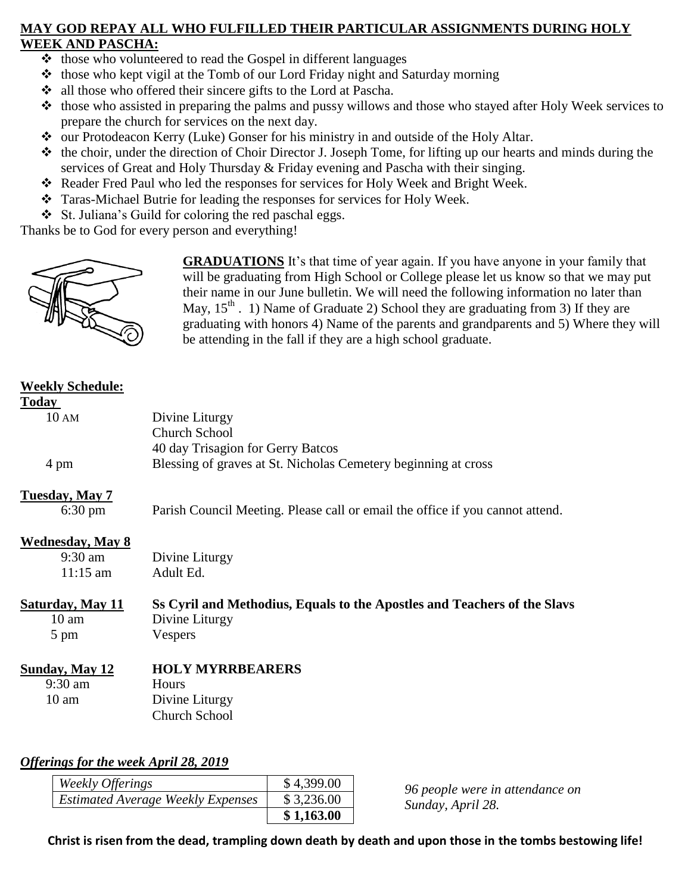**MAY GOD REPAY ALL WHO FULFILLED THEIR PARTICULAR ASSIGNMENTS DURING HOLY WEEK AND PASCHA:**

- those who volunteered to read the Gospel in different languages
- those who kept vigil at the Tomb of our Lord Friday night and Saturday morning
- all those who offered their sincere gifts to the Lord at Pascha.
- those who assisted in preparing the palms and pussy willows and those who stayed after Holy Week services to prepare the church for services on the next day.
- our Protodeacon Kerry (Luke) Gonser for his ministry in and outside of the Holy Altar.
- the choir, under the direction of Choir Director J. Joseph Tome, for lifting up our hearts and minds during the services of Great and Holy Thursday & Friday evening and Pascha with their singing.
- Reader Fred Paul who led the responses for services for Holy Week and Bright Week.
- Taras-Michael Butrie for leading the responses for services for Holy Week.
- St. Juliana's Guild for coloring the red paschal eggs.

Thanks be to God for every person and everything!

**GRADUATIONS** It's that time of year again. If you have anyone in your family that will be graduating from High School or College please let us know so that we may put their name in our June bulletin. We will need the following information no later than May, 15th . 1) Name of Graduate 2) School they are graduating from 3) If they are graduating with honors 4) Name of the parents and grandparents and 5) Where they will be attending in the fall if they are a high school graduate.

**Weekly Schedule:**

**Today**

10 AM — Divine Liturgy
Church School
40 day Trisagion for Gerry Batcos

4 pm — Blessing of graves at St. Nicholas Cemetery beginning at cross

**Tuesday, May 7**

6:30 pm — Parish Council Meeting. Please call or email the office if you cannot attend.

**Wednesday, May 8**

9:30 am — Divine Liturgy

11:15 am — Adult Ed.

**Saturday, May 11** — **Ss Cyril and Methodius, Equals to the Apostles and Teachers of the Slavs**

10 am — Divine Liturgy

5 pm — Vespers

**Sunday, May 12** — **HOLY MYRRBEARERS**

9:30 am — Hours

10 am — Divine Liturgy
Church School

***Offerings for the week April 28, 2019***

| | |
|---|---|
| *Weekly Offerings* | $ 4,399.00 |
| *Estimated Average Weekly Expenses* | $ 3,236.00 |
| | **$ 1,163.00** |

*96 people were in attendance on Sunday, April 28.*

**Christ is risen from the dead, trampling down death by death and upon those in the tombs bestowing life!**